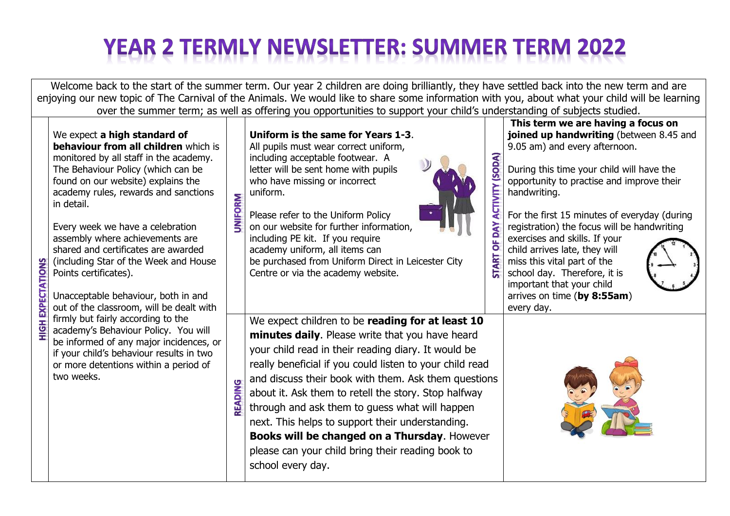# YEAR 2 TERMLY NEWSLETTER: SUMMER TERM 2022

Welcome back to the start of the summer term. Our year 2 children are doing brilliantly, they have settled back into the new term and are enjoying our new topic of The Carnival of the Animals. We would like to share some information with you, about what your child will be learning over the summer term; as well as offering you opportunities to support your child's understanding of subjects studied.

## HIGH EXPECTATIONS

We expect **a high standard of behaviour from all children** which is monitored by all staff in the academy. The Behaviour Policy (which can be found on our website) explains the academy rules, rewards and sanctions in detail.

Every week we have a celebration assembly where achievements are shared and certificates are awarded (including Star of the Week and House Points certificates).

Unacceptable behaviour, both in and out of the classroom, will be dealt with firmly but fairly according to the academy's Behaviour Policy. You will be informed of any major incidences, or if your child's behaviour results in two or more detentions within a period of two weeks.

## UNIFORM

**Uniform is the same for Years 1-3**.
All pupils must wear correct uniform, including acceptable footwear. A letter will be sent home with pupils who have missing or incorrect uniform.

Please refer to the Uniform Policy on our website for further information, including PE kit. If you require academy uniform, all items can be purchased from Uniform Direct in Leicester City Centre or via the academy website.

## START OF DAY ACTIVITY (SODA)

**This term we are having a focus on joined up handwriting** (between 8.45 and 9.05 am) and every afternoon.

During this time your child will have the opportunity to practise and improve their handwriting.

For the first 15 minutes of everyday (during registration) the focus will be handwriting exercises and skills. If your child arrives late, they will miss this vital part of the school day. Therefore, it is important that your child arrives on time (**by 8:55am**) every day.

## READING

We expect children to be **reading for at least 10 minutes daily**. Please write that you have heard your child read in their reading diary. It would be really beneficial if you could listen to your child read and discuss their book with them. Ask them questions about it. Ask them to retell the story. Stop halfway through and ask them to guess what will happen next. This helps to support their understanding. **Books will be changed on a Thursday**. However please can your child bring their reading book to school every day.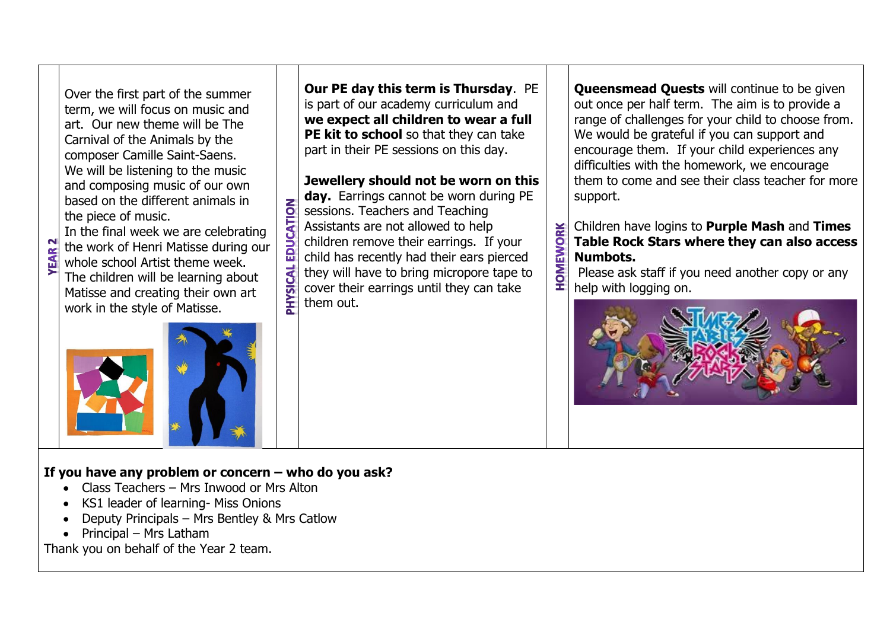## YEAR 2

Over the first part of the summer term, we will focus on music and art. Our new theme will be The Carnival of the Animals by the composer Camille Saint-Saens. We will be listening to the music and composing music of our own based on the different animals in the piece of music.

In the final week we are celebrating the work of Henri Matisse during our whole school Artist theme week. The children will be learning about Matisse and creating their own art work in the style of Matisse.

## PHYSICAL EDUCATION

**Our PE day this term is Thursday**. PE is part of our academy curriculum and **we expect all children to wear a full PE kit to school** so that they can take part in their PE sessions on this day.

**Jewellery should not be worn on this day.** Earrings cannot be worn during PE sessions. Teachers and Teaching Assistants are not allowed to help children remove their earrings. If your child has recently had their ears pierced they will have to bring micropore tape to cover their earrings until they can take them out.

## HOMEWORK

**Queensmead Quests** will continue to be given out once per half term. The aim is to provide a range of challenges for your child to choose from. We would be grateful if you can support and encourage them. If your child experiences any difficulties with the homework, we encourage them to come and see their class teacher for more support.

Children have logins to **Purple Mash** and **Times Table Rock Stars where they can also access Numbots.**

Please ask staff if you need another copy or any help with logging on.

**If you have any problem or concern – who do you ask?**

- Class Teachers – Mrs Inwood or Mrs Alton
- KS1 leader of learning- Miss Onions
- Deputy Principals – Mrs Bentley & Mrs Catlow
- Principal – Mrs Latham

Thank you on behalf of the Year 2 team.